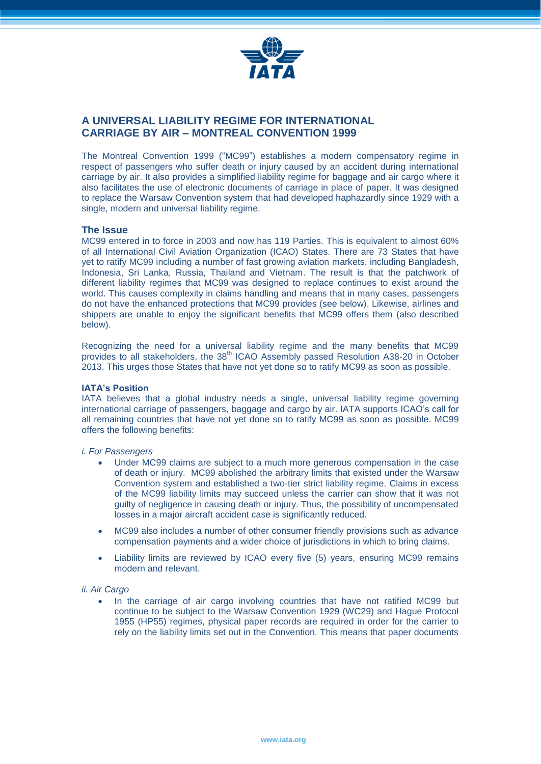# A UNIVERSAL LIABILITY REGIME FOR INTERNATIONAL CARRIAGE BY AIR – MONTREAL CONVENTION 1999

The Montreal Convention 1999 ("MC99") establishes a modern compensatory regime in respect of passengers who suffer death or injury caused by an accident during international carriage by air. It also provides a simplified liability regime for baggage and air cargo where it also facilitates the use of electronic documents of carriage in place of paper. It was designed to replace the Warsaw Convention system that had developed haphazardly since 1929 with a single, modern and universal liability regime.

## The Issue

MC99 entered in to force in 2003 and now has 119 Parties. This is equivalent to almost 60% of all International Civil Aviation Organization (ICAO) States. There are 73 States that have yet to ratify MC99 including a number of fast growing aviation markets, including Bangladesh, Indonesia, Sri Lanka, Russia, Thailand and Vietnam. The result is that the patchwork of different liability regimes that MC99 was designed to replace continues to exist around the world. This causes complexity in claims handling and means that in many cases, passengers do not have the enhanced protections that MC99 provides (see below). Likewise, airlines and shippers are unable to enjoy the significant benefits that MC99 offers them (also described below).

Recognizing the need for a universal liability regime and the many benefits that MC99 provides to all stakeholders, the 38th ICAO Assembly passed Resolution A38-20 in October 2013. This urges those States that have not yet done so to ratify MC99 as soon as possible.

### IATA's Position

IATA believes that a global industry needs a single, universal liability regime governing international carriage of passengers, baggage and cargo by air. IATA supports ICAO's call for all remaining countries that have not yet done so to ratify MC99 as soon as possible. MC99 offers the following benefits:

*i. For Passengers*

- Under MC99 claims are subject to a much more generous compensation in the case of death or injury. MC99 abolished the arbitrary limits that existed under the Warsaw Convention system and established a two-tier strict liability regime. Claims in excess of the MC99 liability limits may succeed unless the carrier can show that it was not guilty of negligence in causing death or injury. Thus, the possibility of uncompensated losses in a major aircraft accident case is significantly reduced.
- MC99 also includes a number of other consumer friendly provisions such as advance compensation payments and a wider choice of jurisdictions in which to bring claims.
- Liability limits are reviewed by ICAO every five (5) years, ensuring MC99 remains modern and relevant.

*ii. Air Cargo*

- In the carriage of air cargo involving countries that have not ratified MC99 but continue to be subject to the Warsaw Convention 1929 (WC29) and Hague Protocol 1955 (HP55) regimes, physical paper records are required in order for the carrier to rely on the liability limits set out in the Convention. This means that paper documents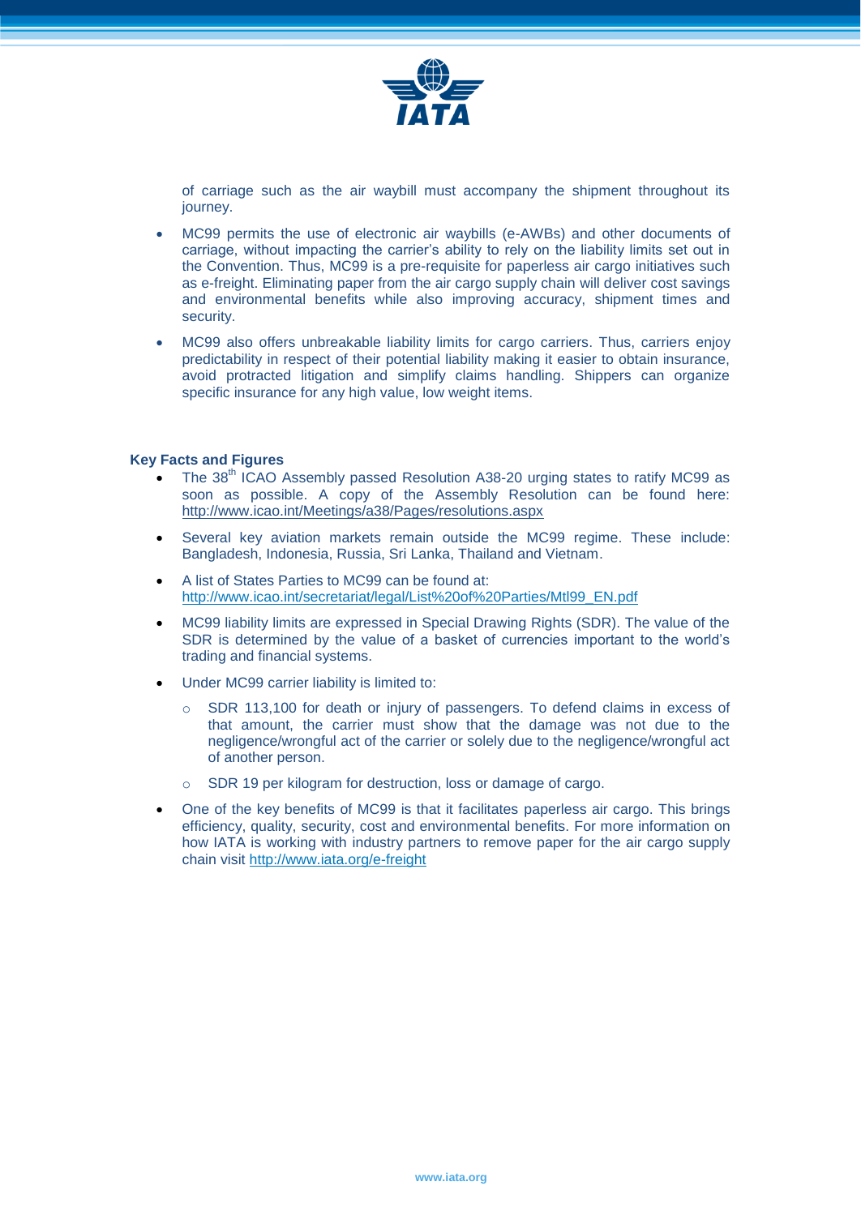of carriage such as the air waybill must accompany the shipment throughout its journey.

- MC99 permits the use of electronic air waybills (e-AWBs) and other documents of carriage, without impacting the carrier's ability to rely on the liability limits set out in the Convention. Thus, MC99 is a pre-requisite for paperless air cargo initiatives such as e-freight. Eliminating paper from the air cargo supply chain will deliver cost savings and environmental benefits while also improving accuracy, shipment times and security.
- MC99 also offers unbreakable liability limits for cargo carriers. Thus, carriers enjoy predictability in respect of their potential liability making it easier to obtain insurance, avoid protracted litigation and simplify claims handling. Shippers can organize specific insurance for any high value, low weight items.

**Key Facts and Figures**

- The 38th ICAO Assembly passed Resolution A38-20 urging states to ratify MC99 as soon as possible. A copy of the Assembly Resolution can be found here: http://www.icao.int/Meetings/a38/Pages/resolutions.aspx
- Several key aviation markets remain outside the MC99 regime. These include: Bangladesh, Indonesia, Russia, Sri Lanka, Thailand and Vietnam.
- A list of States Parties to MC99 can be found at: http://www.icao.int/secretariat/legal/List%20of%20Parties/Mtl99_EN.pdf
- MC99 liability limits are expressed in Special Drawing Rights (SDR). The value of the SDR is determined by the value of a basket of currencies important to the world's trading and financial systems.
- Under MC99 carrier liability is limited to:
  - SDR 113,100 for death or injury of passengers. To defend claims in excess of that amount, the carrier must show that the damage was not due to the negligence/wrongful act of the carrier or solely due to the negligence/wrongful act of another person.
  - SDR 19 per kilogram for destruction, loss or damage of cargo.
- One of the key benefits of MC99 is that it facilitates paperless air cargo. This brings efficiency, quality, security, cost and environmental benefits. For more information on how IATA is working with industry partners to remove paper for the air cargo supply chain visit http://www.iata.org/e-freight